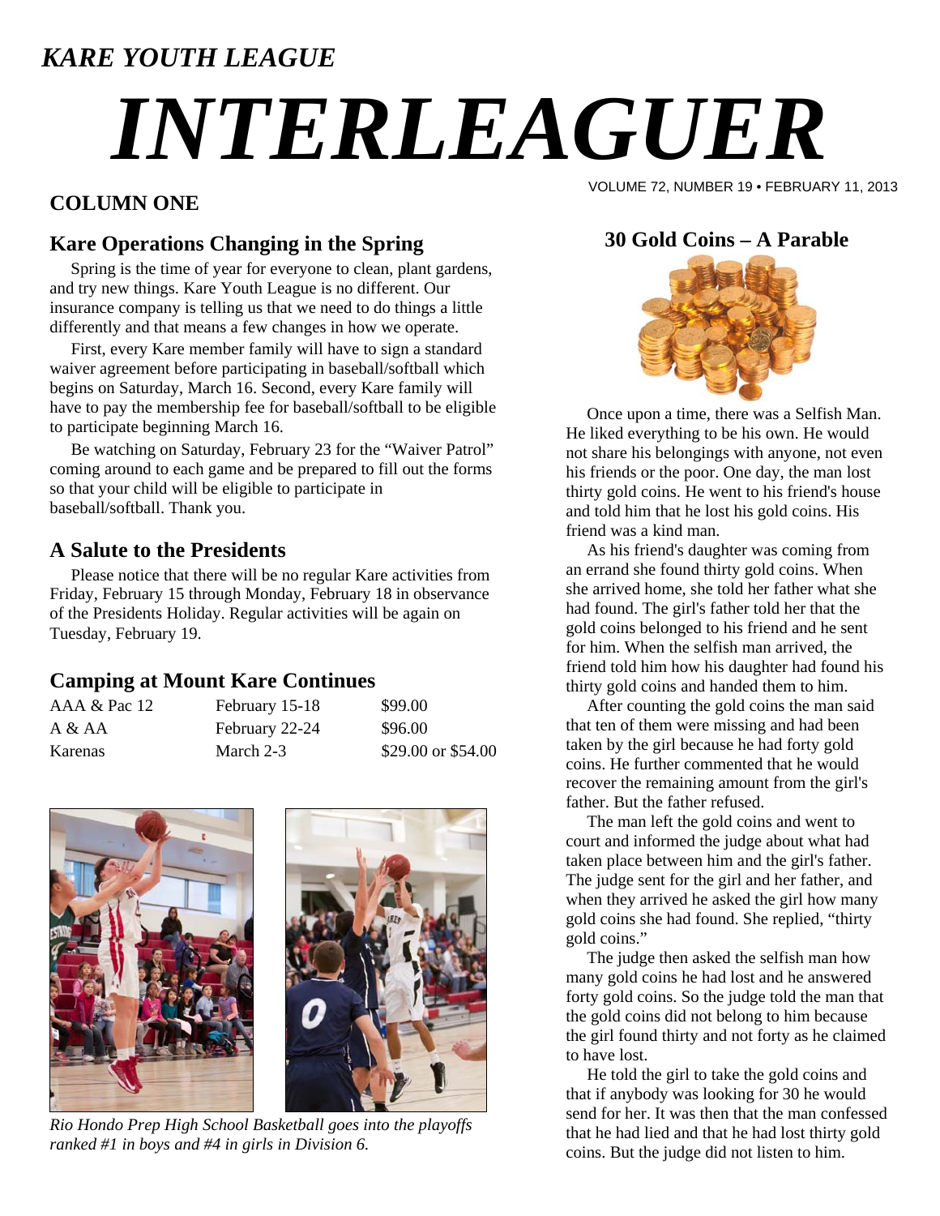*KARE YOUTH LEAGUE*

# *INTERLEAGUER*

VOLUME 72, NUMBER 19 • FEBRUARY 11, 2013

## COLUMN ONE

### Kare Operations Changing in the Spring

Spring is the time of year for everyone to clean, plant gardens, and try new things. Kare Youth League is no different. Our insurance company is telling us that we need to do things a little differently and that means a few changes in how we operate.

First, every Kare member family will have to sign a standard waiver agreement before participating in baseball/softball which begins on Saturday, March 16. Second, every Kare family will have to pay the membership fee for baseball/softball to be eligible to participate beginning March 16.

Be watching on Saturday, February 23 for the "Waiver Patrol" coming around to each game and be prepared to fill out the forms so that your child will be eligible to participate in baseball/softball. Thank you.

### A Salute to the Presidents

Please notice that there will be no regular Kare activities from Friday, February 15 through Monday, February 18 in observance of the Presidents Holiday. Regular activities will be again on Tuesday, February 19.

### Camping at Mount Kare Continues

| | | |
|---|---|---|
| AAA & Pac 12 | February 15-18 | $99.00 |
| A & AA | February 22-24 | $96.00 |
| Karenas | March 2-3 | $29.00 or $54.00 |

*Rio Hondo Prep High School Basketball goes into the playoffs ranked #1 in boys and #4 in girls in Division 6.*

### 30 Gold Coins – A Parable

Once upon a time, there was a Selfish Man. He liked everything to be his own. He would not share his belongings with anyone, not even his friends or the poor. One day, the man lost thirty gold coins. He went to his friend's house and told him that he lost his gold coins. His friend was a kind man.

As his friend's daughter was coming from an errand she found thirty gold coins. When she arrived home, she told her father what she had found. The girl's father told her that the gold coins belonged to his friend and he sent for him. When the selfish man arrived, the friend told him how his daughter had found his thirty gold coins and handed them to him.

After counting the gold coins the man said that ten of them were missing and had been taken by the girl because he had forty gold coins. He further commented that he would recover the remaining amount from the girl's father. But the father refused.

The man left the gold coins and went to court and informed the judge about what had taken place between him and the girl's father. The judge sent for the girl and her father, and when they arrived he asked the girl how many gold coins she had found. She replied, "thirty gold coins."

The judge then asked the selfish man how many gold coins he had lost and he answered forty gold coins. So the judge told the man that the gold coins did not belong to him because the girl found thirty and not forty as he claimed to have lost.

He told the girl to take the gold coins and that if anybody was looking for 30 he would send for her. It was then that the man confessed that he had lied and that he had lost thirty gold coins. But the judge did not listen to him.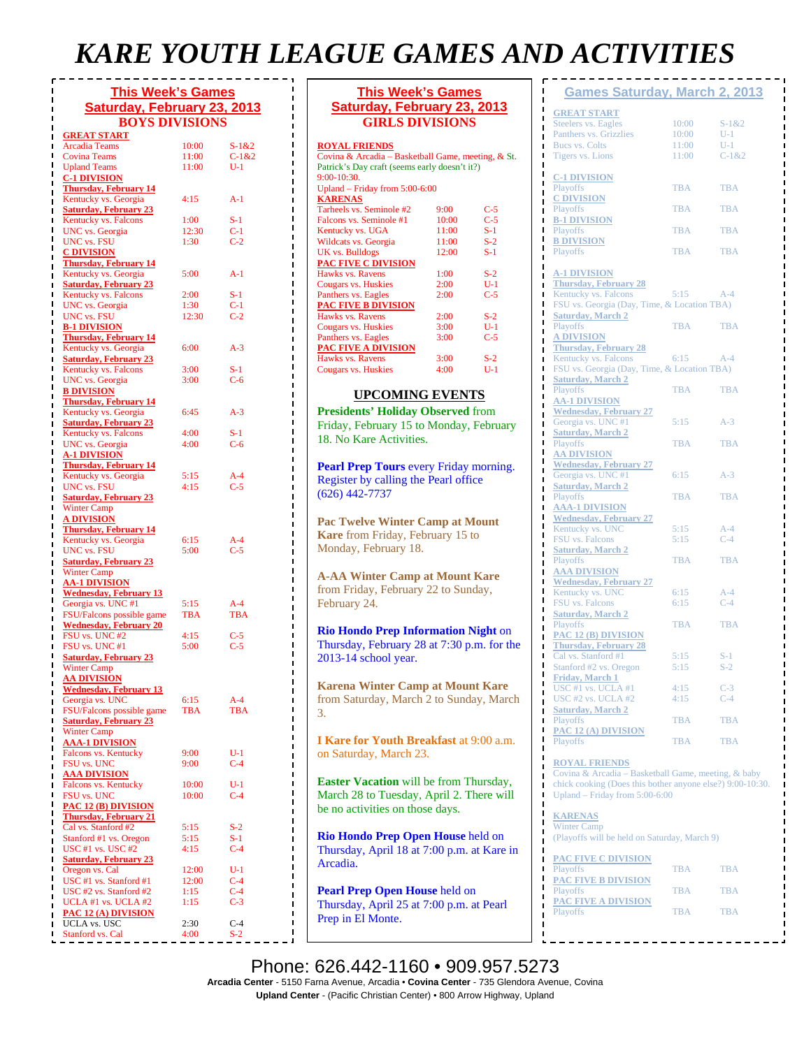# KARE YOUTH LEAGUE GAMES AND ACTIVITIES

## This Week's Games
## Saturday, February 23, 2013
### BOYS DIVISIONS

**GREAT START**

| | | |
|---|---|---|
| Arcadia Teams | 10:00 | S-1&2 |
| Covina Teams | 11:00 | C-1&2 |
| Upland Teams | 11:00 | U-1 |

**C-1 DIVISION**

**Thursday, February 14**

| | | |
|---|---|---|
| Kentucky vs. Georgia | 4:15 | A-1 |

**Saturday, February 23**

| | | |
|---|---|---|
| Kentucky vs. Falcons | 1:00 | S-1 |
| UNC vs. Georgia | 12:30 | C-1 |
| UNC vs. FSU | 1:30 | C-2 |

**C DIVISION**

**Thursday, February 14**

| | | |
|---|---|---|
| Kentucky vs. Georgia | 5:00 | A-1 |

**Saturday, February 23**

| | | |
|---|---|---|
| Kentucky vs. Falcons | 2:00 | S-1 |
| UNC vs. Georgia | 1:30 | C-1 |
| UNC vs. FSU | 12:30 | C-2 |

**B-1 DIVISION**

**Thursday, February 14**

| | | |
|---|---|---|
| Kentucky vs. Georgia | 6:00 | A-3 |

**Saturday, February 23**

| | | |
|---|---|---|
| Kentucky vs. Falcons | 3:00 | S-1 |
| UNC vs. Georgia | 3:00 | C-6 |

**B DIVISION**

**Thursday, February 14**

| | | |
|---|---|---|
| Kentucky vs. Georgia | 6:45 | A-3 |

**Saturday, February 23**

| | | |
|---|---|---|
| Kentucky vs. Falcons | 4:00 | S-1 |
| UNC vs. Georgia | 4:00 | C-6 |

**A-1 DIVISION**

**Thursday, February 14**

| | | |
|---|---|---|
| Kentucky vs. Georgia | 5:15 | A-4 |
| UNC vs. FSU | 4:15 | C-5 |

**Saturday, February 23**

Winter Camp

**A DIVISION**

**Thursday, February 14**

| | | |
|---|---|---|
| Kentucky vs. Georgia | 6:15 | A-4 |
| UNC vs. FSU | 5:00 | C-5 |

**Saturday, February 23**

Winter Camp

**AA-1 DIVISION**

**Wednesday, February 13**

| | | |
|---|---|---|
| Georgia vs. UNC #1 | 5:15 | A-4 |
| FSU/Falcons possible game | TBA | TBA |

**Wednesday, February 20**

| | | |
|---|---|---|
| FSU vs. UNC #2 | 4:15 | C-5 |
| FSU vs. UNC #1 | 5:00 | C-5 |

**Saturday, February 23**

Winter Camp

**AA DIVISION**

**Wednesday, February 13**

| | | |
|---|---|---|
| Georgia vs. UNC | 6:15 | A-4 |
| FSU/Falcons possible game | TBA | TBA |

**Saturday, February 23**

Winter Camp

**AAA-1 DIVISION**

| | | |
|---|---|---|
| Falcons vs. Kentucky | 9:00 | U-1 |
| FSU vs. UNC | 9:00 | C-4 |

**AAA DIVISION**

| | | |
|---|---|---|
| Falcons vs. Kentucky | 10:00 | U-1 |
| FSU vs. UNC | 10:00 | C-4 |

**PAC 12 (B) DIVISION**

**Thursday, February 21**

| | | |
|---|---|---|
| Cal vs. Stanford #2 | 5:15 | S-2 |
| Stanford #1 vs. Oregon | 5:15 | S-1 |
| USC #1 vs. USC #2 | 4:15 | C-4 |

**Saturday, February 23**

| | | |
|---|---|---|
| Oregon vs. Cal | 12:00 | U-1 |
| USC #1 vs. Stanford #1 | 12:00 | C-4 |
| USC #2 vs. Stanford #2 | 1:15 | C-4 |
| UCLA #1 vs. UCLA #2 | 1:15 | C-3 |

**PAC 12 (A) DIVISION**

| | | |
|---|---|---|
| UCLA vs. USC | 2:30 | C-4 |
| Stanford vs. Cal | 4:00 | S-2 |

## This Week's Games
## Saturday, February 23, 2013
### GIRLS DIVISIONS

**ROYAL FRIENDS**

Covina & Arcadia – Basketball Game, meeting, & St. Patrick's Day craft (seems early doesn't it?) 9:00-10:30.

Upland – Friday from 5:00-6:00

**KARENAS**

| | | |
|---|---|---|
| Tarheels vs. Seminole #2 | 9:00 | C-5 |
| Falcons vs. Seminole #1 | 10:00 | C-5 |
| Kentucky vs. UGA | 11:00 | S-1 |
| Wildcats vs. Georgia | 11:00 | S-2 |
| UK vs. Bulldogs | 12:00 | S-1 |

**PAC FIVE C DIVISION**

| | | |
|---|---|---|
| Hawks vs. Ravens | 1:00 | S-2 |
| Cougars vs. Huskies | 2:00 | U-1 |
| Panthers vs. Eagles | 2:00 | C-5 |

**PAC FIVE B DIVISION**

| | | |
|---|---|---|
| Hawks vs. Ravens | 2:00 | S-2 |
| Cougars vs. Huskies | 3:00 | U-1 |
| Panthers vs. Eagles | 3:00 | C-5 |

**PAC FIVE A DIVISION**

| | | |
|---|---|---|
| Hawks vs. Ravens | 3:00 | S-2 |
| Cougars vs. Huskies | 4:00 | U-1 |

## UPCOMING EVENTS

**Presidents' Holiday Observed** from Friday, February 15 to Monday, February 18. No Kare Activities.

**Pearl Prep Tours** every Friday morning. Register by calling the Pearl office (626) 442-7737

**Pac Twelve Winter Camp at Mount Kare** from Friday, February 15 to Monday, February 18.

**A-AA Winter Camp at Mount Kare** from Friday, February 22 to Sunday, February 24.

**Rio Hondo Prep Information Night** on Thursday, February 28 at 7:30 p.m. for the 2013-14 school year.

**Karena Winter Camp at Mount Kare** from Saturday, March 2 to Sunday, March 3.

**I Kare for Youth Breakfast** at 9:00 a.m. on Saturday, March 23.

**Easter Vacation** will be from Thursday, March 28 to Tuesday, April 2. There will be no activities on those days.

**Rio Hondo Prep Open House** held on Thursday, April 18 at 7:00 p.m. at Kare in Arcadia.

**Pearl Prep Open House** held on Thursday, April 25 at 7:00 p.m. at Pearl Prep in El Monte.

## Games Saturday, March 2, 2013

**GREAT START**

| | | |
|---|---|---|
| Steelers vs. Eagles | 10:00 | S-1&2 |
| Panthers vs. Grizzlies | 10:00 | U-1 |
| Bucs vs. Colts | 11:00 | U-1 |
| Tigers vs. Lions | 11:00 | C-1&2 |

**C-1 DIVISION**

| | | |
|---|---|---|
| Playoffs | TBA | TBA |

**C DIVISION**

| | | |
|---|---|---|
| Playoffs | TBA | TBA |

**B-1 DIVISION**

| | | |
|---|---|---|
| Playoffs | TBA | TBA |

**B DIVISION**

| | | |
|---|---|---|
| Playoffs | TBA | TBA |

**A-1 DIVISION**

**Thursday, February 28**

| | | |
|---|---|---|
| Kentucky vs. Falcons | 5:15 | A-4 |

FSU vs. Georgia (Day, Time, & Location TBA)

**Saturday, March 2**

| | | |
|---|---|---|
| Playoffs | TBA | TBA |

**A DIVISION**

**Thursday, February 28**

| | | |
|---|---|---|
| Kentucky vs. Falcons | 6:15 | A-4 |

FSU vs. Georgia (Day, Time, & Location TBA)

**Saturday, March 2**

| | | |
|---|---|---|
| Playoffs | TBA | TBA |

**AA-1 DIVISION**

**Wednesday, February 27**

| | | |
|---|---|---|
| Georgia vs. UNC #1 | 5:15 | A-3 |

**Saturday, March 2**

| | | |
|---|---|---|
| Playoffs | TBA | TBA |

**AA DIVISION**

**Wednesday, February 27**

| | | |
|---|---|---|
| Georgia vs. UNC #1 | 6:15 | A-3 |

**Saturday, March 2**

| | | |
|---|---|---|
| Playoffs | TBA | TBA |

**AAA-1 DIVISION**

**Wednesday, February 27**

| | | |
|---|---|---|
| Kentucky vs. UNC | 5:15 | A-4 |
| FSU vs. Falcons | 5:15 | C-4 |

**Saturday, March 2**

| | | |
|---|---|---|
| Playoffs | TBA | TBA |

**AAA DIVISION**

**Wednesday, February 27**

| | | |
|---|---|---|
| Kentucky vs. UNC | 6:15 | A-4 |
| FSU vs. Falcons | 6:15 | C-4 |

**Saturday, March 2**

| | | |
|---|---|---|
| Playoffs | TBA | TBA |

**PAC 12 (B) DIVISION**

**Thursday, February 28**

| | | |
|---|---|---|
| Cal vs. Stanford #1 | 5:15 | S-1 |
| Stanford #2 vs. Oregon | 5:15 | S-2 |

**Friday, March 1**

| | | |
|---|---|---|
| USC #1 vs. UCLA #1 | 4:15 | C-3 |
| USC #2 vs. UCLA #2 | 4:15 | C-4 |

**Saturday, March 2**

| | | |
|---|---|---|
| Playoffs | TBA | TBA |

**PAC 12 (A) DIVISION**

| | | |
|---|---|---|
| Playoffs | TBA | TBA |

**ROYAL FRIENDS**

Covina & Arcadia – Basketball Game, meeting, & baby chick cooking (Does this bother anyone else?) 9:00-10:30.

Upland – Friday from 5:00-6:00

**KARENAS**

Winter Camp

(Playoffs will be held on Saturday, March 9)

**PAC FIVE C DIVISION**

| | | |
|---|---|---|
| Playoffs | TBA | TBA |

**PAC FIVE B DIVISION**

| | | |
|---|---|---|
| Playoffs | TBA | TBA |

**PAC FIVE A DIVISION**

| | | |
|---|---|---|
| Playoffs | TBA | TBA |

Phone: 626.442-1160 • 909.957.5273

**Arcadia Center** - 5150 Farna Avenue, Arcadia • **Covina Center** - 735 Glendora Avenue, Covina

**Upland Center** - (Pacific Christian Center) • 800 Arrow Highway, Upland